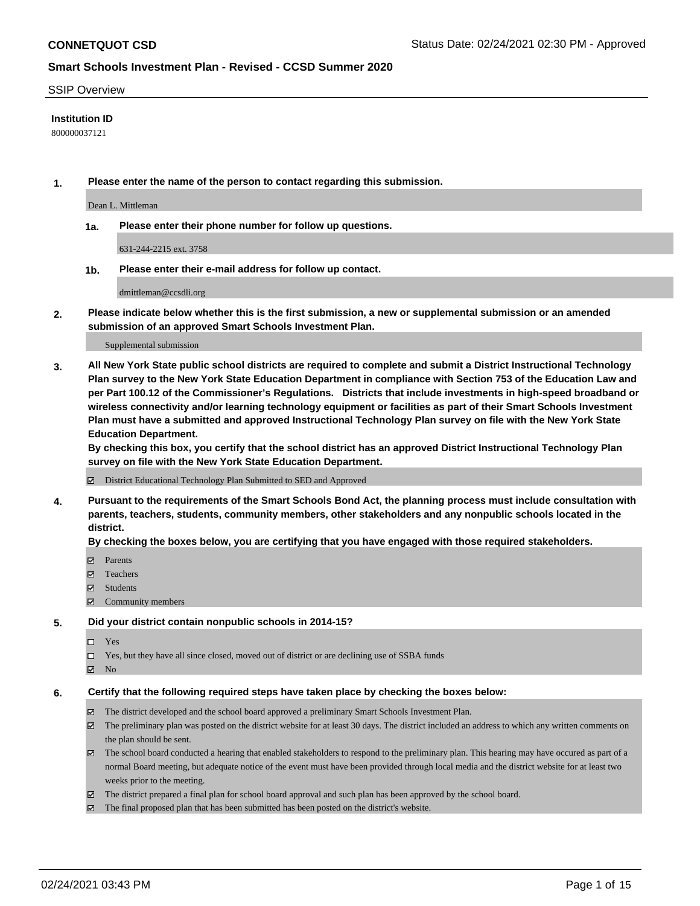**CONNETQUOT CSD** Status Date: 02/24/2021 02:30 PM - Approved

**Smart Schools Investment Plan - Revised - CCSD Summer 2020**

SSIP Overview

**Institution ID**

800000037121

**1. Please enter the name of the person to contact regarding this submission.**

Dean L. Mittleman

**1a. Please enter their phone number for follow up questions.**

631-244-2215 ext. 3758

**1b. Please enter their e-mail address for follow up contact.**

dmittleman@ccsdli.org

**2. Please indicate below whether this is the first submission, a new or supplemental submission or an amended submission of an approved Smart Schools Investment Plan.**

Supplemental submission

**3. All New York State public school districts are required to complete and submit a District Instructional Technology Plan survey to the New York State Education Department in compliance with Section 753 of the Education Law and per Part 100.12 of the Commissioner's Regulations. Districts that include investments in high-speed broadband or wireless connectivity and/or learning technology equipment or facilities as part of their Smart Schools Investment Plan must have a submitted and approved Instructional Technology Plan survey on file with the New York State Education Department.**
**By checking this box, you certify that the school district has an approved District Instructional Technology Plan survey on file with the New York State Education Department.**

☑ District Educational Technology Plan Submitted to SED and Approved

**4. Pursuant to the requirements of the Smart Schools Bond Act, the planning process must include consultation with parents, teachers, students, community members, other stakeholders and any nonpublic schools located in the district.**
**By checking the boxes below, you are certifying that you have engaged with those required stakeholders.**

☑ Parents
☑ Teachers
☑ Students
☑ Community members

**5. Did your district contain nonpublic schools in 2014-15?**

☐ Yes
☐ Yes, but they have all since closed, moved out of district or are declining use of SSBA funds
☑ No

**6. Certify that the following required steps have taken place by checking the boxes below:**

☑ The district developed and the school board approved a preliminary Smart Schools Investment Plan.
☑ The preliminary plan was posted on the district website for at least 30 days. The district included an address to which any written comments on the plan should be sent.
☑ The school board conducted a hearing that enabled stakeholders to respond to the preliminary plan. This hearing may have occured as part of a normal Board meeting, but adequate notice of the event must have been provided through local media and the district website for at least two weeks prior to the meeting.
☑ The district prepared a final plan for school board approval and such plan has been approved by the school board.
☑ The final proposed plan that has been submitted has been posted on the district's website.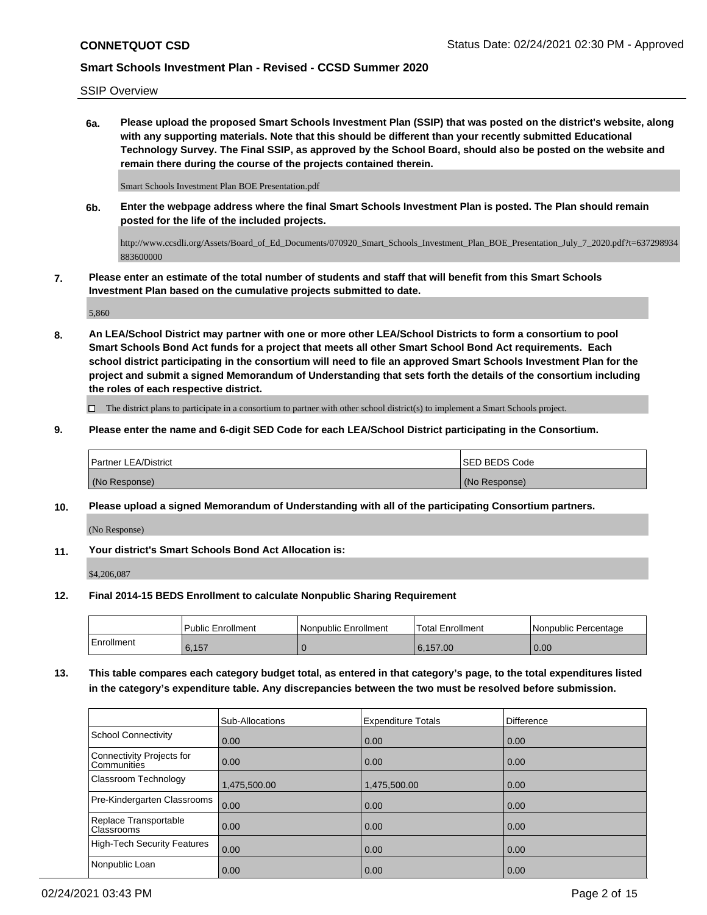SSIP Overview

**6a. Please upload the proposed Smart Schools Investment Plan (SSIP) that was posted on the district's website, along with any supporting materials. Note that this should be different than your recently submitted Educational Technology Survey. The Final SSIP, as approved by the School Board, should also be posted on the website and remain there during the course of the projects contained therein.**

Smart Schools Investment Plan BOE Presentation.pdf

**6b. Enter the webpage address where the final Smart Schools Investment Plan is posted. The Plan should remain posted for the life of the included projects.**

http://www.ccsdli.org/Assets/Board_of_Ed_Documents/070920_Smart_Schools_Investment_Plan_BOE_Presentation_July_7_2020.pdf?t=637298934883600000

**7. Please enter an estimate of the total number of students and staff that will benefit from this Smart Schools Investment Plan based on the cumulative projects submitted to date.**

5,860

**8. An LEA/School District may partner with one or more other LEA/School Districts to form a consortium to pool Smart Schools Bond Act funds for a project that meets all other Smart School Bond Act requirements. Each school district participating in the consortium will need to file an approved Smart Schools Investment Plan for the project and submit a signed Memorandum of Understanding that sets forth the details of the consortium including the roles of each respective district.**

☐ The district plans to participate in a consortium to partner with other school district(s) to implement a Smart Schools project.

**9. Please enter the name and 6-digit SED Code for each LEA/School District participating in the Consortium.**

| Partner LEA/District | SED BEDS Code |
|---|---|
| (No Response) | (No Response) |

**10. Please upload a signed Memorandum of Understanding with all of the participating Consortium partners.**

(No Response)

**11. Your district's Smart Schools Bond Act Allocation is:**

$4,206,087

**12. Final 2014-15 BEDS Enrollment to calculate Nonpublic Sharing Requirement**

| | Public Enrollment | Nonpublic Enrollment | Total Enrollment | Nonpublic Percentage |
|---|---|---|---|---|
| Enrollment | 6,157 | 0 | 6,157.00 | 0.00 |

**13. This table compares each category budget total, as entered in that category's page, to the total expenditures listed in the category's expenditure table. Any discrepancies between the two must be resolved before submission.**

| | Sub-Allocations | Expenditure Totals | Difference |
|---|---|---|---|
| School Connectivity | 0.00 | 0.00 | 0.00 |
| Connectivity Projects for Communities | 0.00 | 0.00 | 0.00 |
| Classroom Technology | 1,475,500.00 | 1,475,500.00 | 0.00 |
| Pre-Kindergarten Classrooms | 0.00 | 0.00 | 0.00 |
| Replace Transportable Classrooms | 0.00 | 0.00 | 0.00 |
| High-Tech Security Features | 0.00 | 0.00 | 0.00 |
| Nonpublic Loan | 0.00 | 0.00 | 0.00 |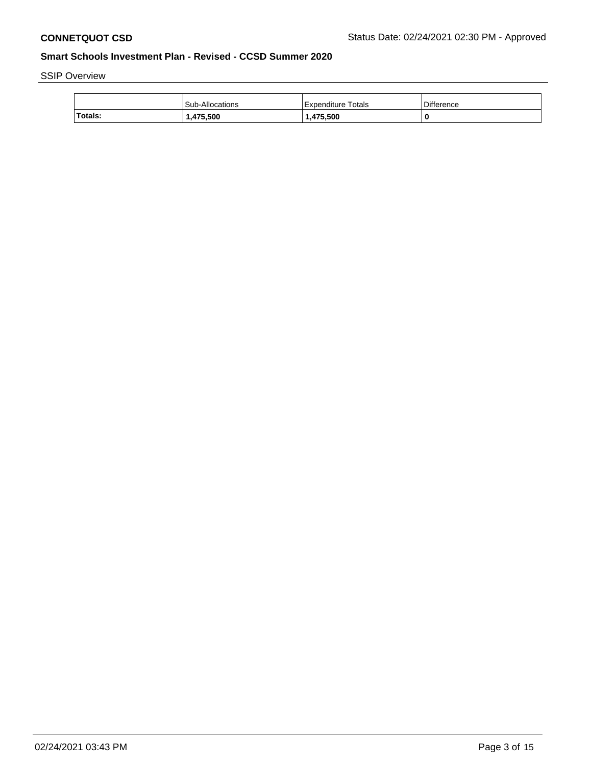**CONNETQUOT CSD** Status Date: 02/24/2021 02:30 PM - Approved

## Smart Schools Investment Plan - Revised - CCSD Summer 2020

SSIP Overview

| | Sub-Allocations | Expenditure Totals | Difference |
|---|---|---|---|
| **Totals:** | **1,475,500** | **1,475,500** | **0** |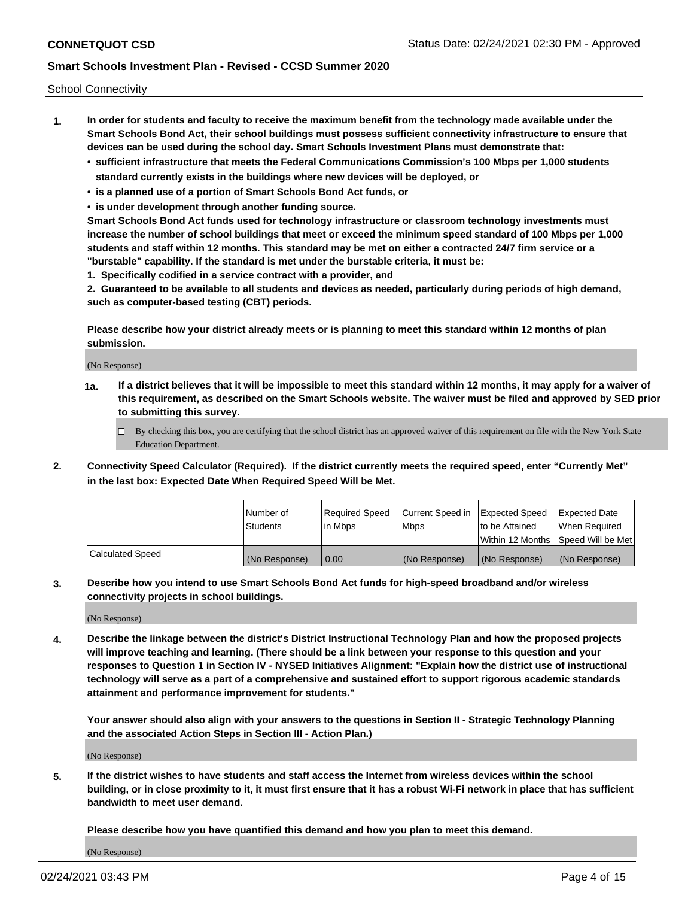School Connectivity

1. **In order for students and faculty to receive the maximum benefit from the technology made available under the Smart Schools Bond Act, their school buildings must possess sufficient connectivity infrastructure to ensure that devices can be used during the school day. Smart Schools Investment Plans must demonstrate that:**
   - **sufficient infrastructure that meets the Federal Communications Commission's 100 Mbps per 1,000 students standard currently exists in the buildings where new devices will be deployed, or**
   - **is a planned use of a portion of Smart Schools Bond Act funds, or**
   - **is under development through another funding source.**

   **Smart Schools Bond Act funds used for technology infrastructure or classroom technology investments must increase the number of school buildings that meet or exceed the minimum speed standard of 100 Mbps per 1,000 students and staff within 12 months. This standard may be met on either a contracted 24/7 firm service or a "burstable" capability. If the standard is met under the burstable criteria, it must be:**

   **1. Specifically codified in a service contract with a provider, and**

   **2. Guaranteed to be available to all students and devices as needed, particularly during periods of high demand, such as computer-based testing (CBT) periods.**

   **Please describe how your district already meets or is planning to meet this standard within 12 months of plan submission.**

   (No Response)

   **1a. If a district believes that it will be impossible to meet this standard within 12 months, it may apply for a waiver of this requirement, as described on the Smart Schools website. The waiver must be filed and approved by SED prior to submitting this survey.**

   ☐ By checking this box, you are certifying that the school district has an approved waiver of this requirement on file with the New York State Education Department.

2. **Connectivity Speed Calculator (Required). If the district currently meets the required speed, enter "Currently Met" in the last box: Expected Date When Required Speed Will be Met.**

| | Number of Students | Required Speed in Mbps | Current Speed in Mbps | Expected Speed to be Attained Within 12 Months | Expected Date When Required Speed Will be Met |
|---|---|---|---|---|---|
| Calculated Speed | (No Response) | 0.00 | (No Response) | (No Response) | (No Response) |

3. **Describe how you intend to use Smart Schools Bond Act funds for high-speed broadband and/or wireless connectivity projects in school buildings.**

   (No Response)

4. **Describe the linkage between the district's District Instructional Technology Plan and how the proposed projects will improve teaching and learning. (There should be a link between your response to this question and your responses to Question 1 in Section IV - NYSED Initiatives Alignment: "Explain how the district use of instructional technology will serve as a part of a comprehensive and sustained effort to support rigorous academic standards attainment and performance improvement for students."**

   **Your answer should also align with your answers to the questions in Section II - Strategic Technology Planning and the associated Action Steps in Section III - Action Plan.)**

   (No Response)

5. **If the district wishes to have students and staff access the Internet from wireless devices within the school building, or in close proximity to it, it must first ensure that it has a robust Wi-Fi network in place that has sufficient bandwidth to meet user demand.**

   **Please describe how you have quantified this demand and how you plan to meet this demand.**

   (No Response)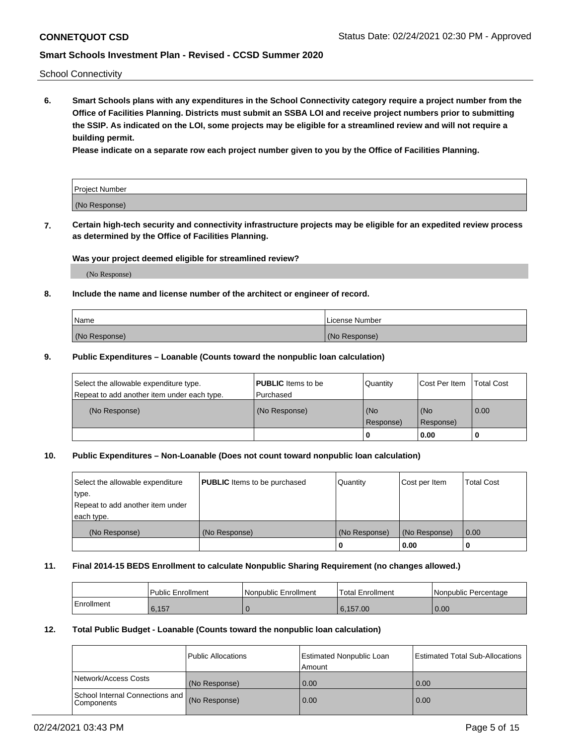School Connectivity

**6. Smart Schools plans with any expenditures in the School Connectivity category require a project number from the Office of Facilities Planning. Districts must submit an SSBA LOI and receive project numbers prior to submitting the SSIP. As indicated on the LOI, some projects may be eligible for a streamlined review and will not require a building permit.**

**Please indicate on a separate row each project number given to you by the Office of Facilities Planning.**

| Project Number |
| --- |
| (No Response) |

**7. Certain high-tech security and connectivity infrastructure projects may be eligible for an expedited review process as determined by the Office of Facilities Planning.**

**Was your project deemed eligible for streamlined review?**

(No Response)

**8. Include the name and license number of the architect or engineer of record.**

| Name | License Number |
| --- | --- |
| (No Response) | (No Response) |

**9. Public Expenditures – Loanable (Counts toward the nonpublic loan calculation)**

| Select the allowable expenditure type. Repeat to add another item under each type. | **PUBLIC** Items to be Purchased | Quantity | Cost Per Item | Total Cost |
| --- | --- | --- | --- | --- |
| (No Response) | (No Response) | (No Response) | (No Response) | 0.00 |
| | | 0 | 0.00 | 0 |

**10. Public Expenditures – Non-Loanable (Does not count toward nonpublic loan calculation)**

| Select the allowable expenditure type. Repeat to add another item under each type. | **PUBLIC** Items to be purchased | Quantity | Cost per Item | Total Cost |
| --- | --- | --- | --- | --- |
| (No Response) | (No Response) | (No Response) | (No Response) | 0.00 |
| | | 0 | 0.00 | 0 |

**11. Final 2014-15 BEDS Enrollment to calculate Nonpublic Sharing Requirement (no changes allowed.)**

| | Public Enrollment | Nonpublic Enrollment | Total Enrollment | Nonpublic Percentage |
| --- | --- | --- | --- | --- |
| Enrollment | 6,157 | 0 | 6,157.00 | 0.00 |

**12. Total Public Budget - Loanable (Counts toward the nonpublic loan calculation)**

| | Public Allocations | Estimated Nonpublic Loan Amount | Estimated Total Sub-Allocations |
| --- | --- | --- | --- |
| Network/Access Costs | (No Response) | 0.00 | 0.00 |
| School Internal Connections and Components | (No Response) | 0.00 | 0.00 |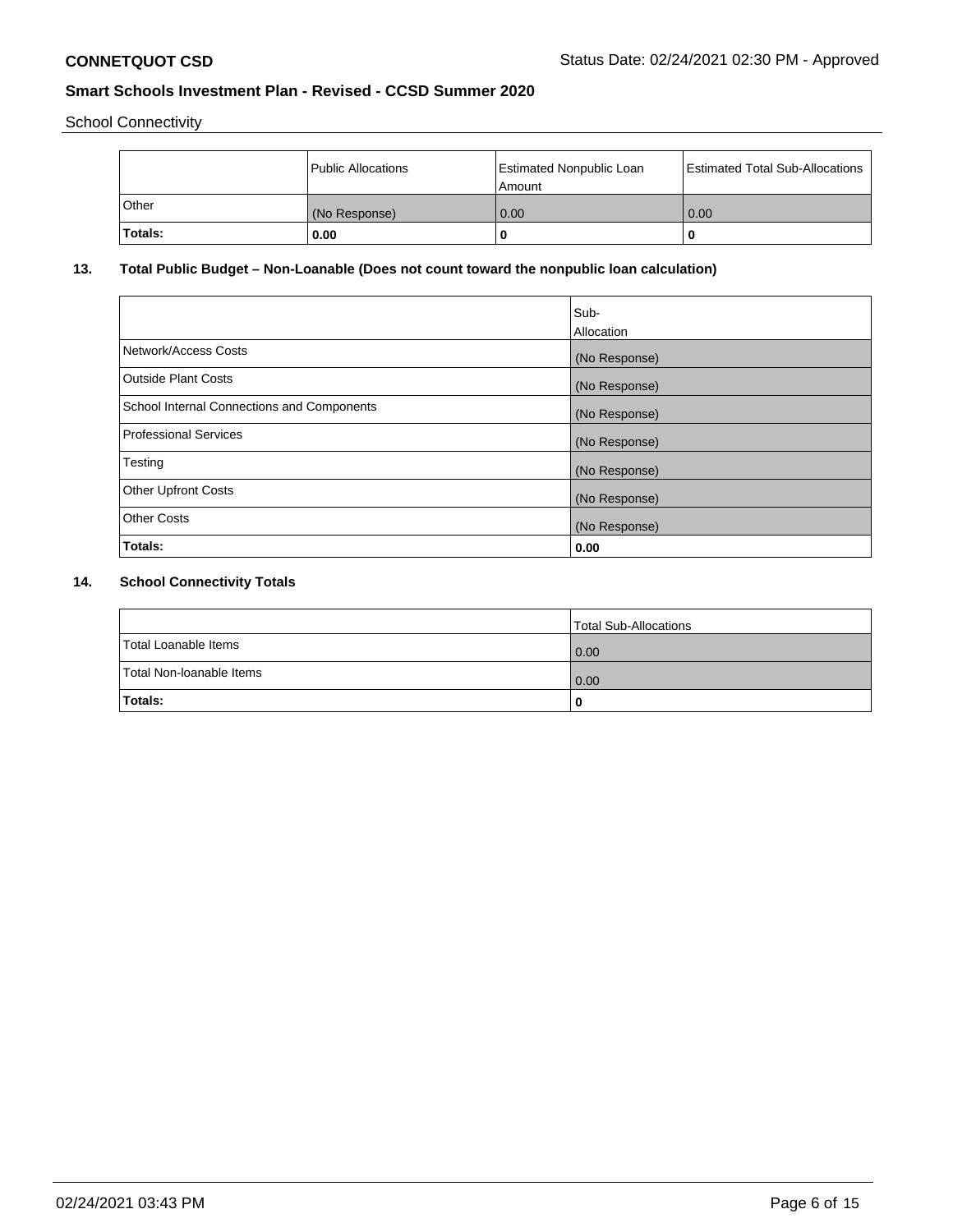School Connectivity

| | Public Allocations | Estimated Nonpublic Loan Amount | Estimated Total Sub-Allocations |
|---|---|---|---|
| Other | (No Response) | 0.00 | 0.00 |
| **Totals:** | **0.00** | **0** | **0** |

## 13. Total Public Budget – Non-Loanable (Does not count toward the nonpublic loan calculation)

| | Sub-Allocation |
|---|---|
| Network/Access Costs | (No Response) |
| Outside Plant Costs | (No Response) |
| School Internal Connections and Components | (No Response) |
| Professional Services | (No Response) |
| Testing | (No Response) |
| Other Upfront Costs | (No Response) |
| Other Costs | (No Response) |
| **Totals:** | **0.00** |

## 14. School Connectivity Totals

| | Total Sub-Allocations |
|---|---|
| Total Loanable Items | 0.00 |
| Total Non-loanable Items | 0.00 |
| **Totals:** | **0** |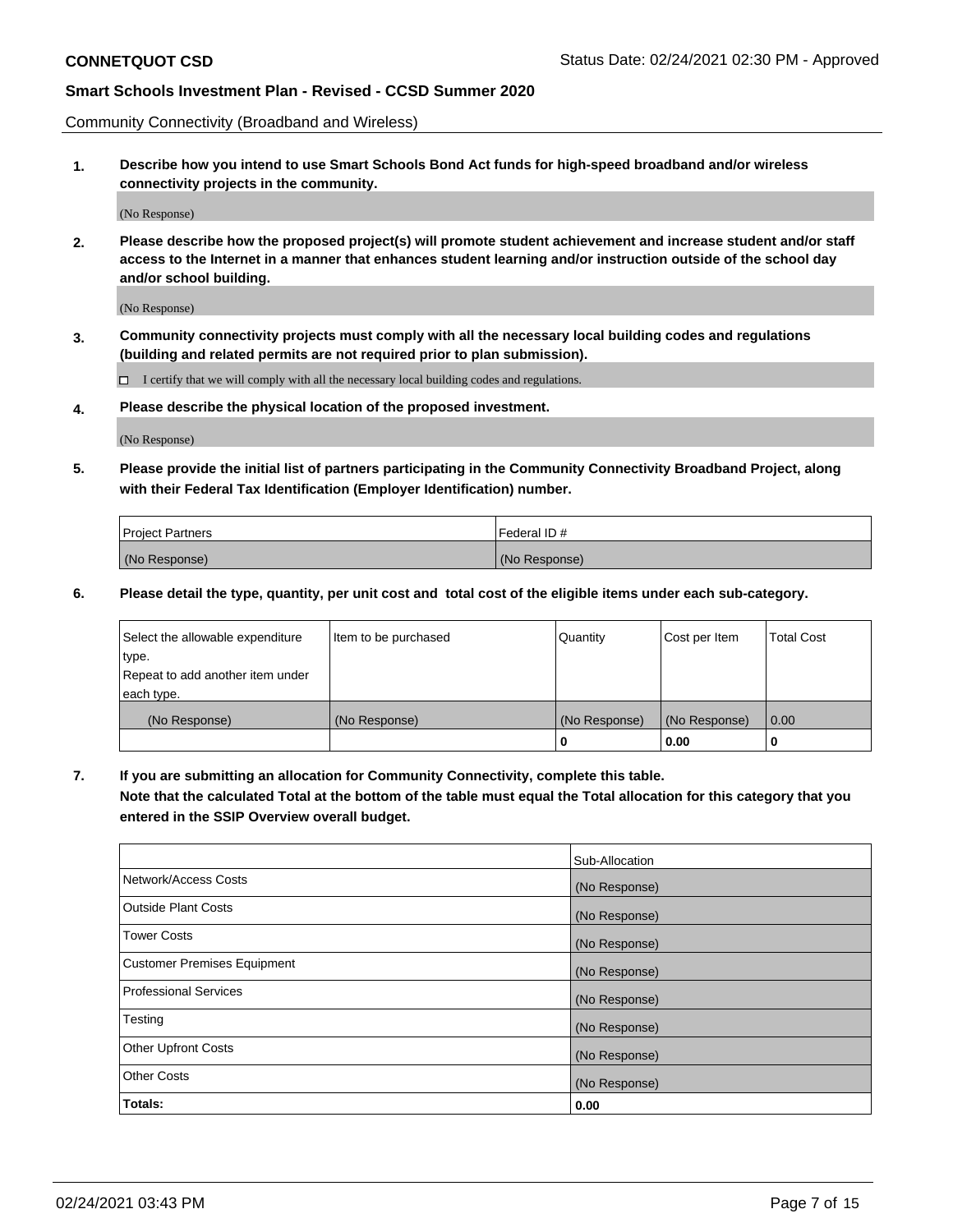**CONNETQUOT CSD** Status Date: 02/24/2021 02:30 PM - Approved

**Smart Schools Investment Plan - Revised - CCSD Summer 2020**

Community Connectivity (Broadband and Wireless)

**1. Describe how you intend to use Smart Schools Bond Act funds for high-speed broadband and/or wireless connectivity projects in the community.**

(No Response)

**2. Please describe how the proposed project(s) will promote student achievement and increase student and/or staff access to the Internet in a manner that enhances student learning and/or instruction outside of the school day and/or school building.**

(No Response)

**3. Community connectivity projects must comply with all the necessary local building codes and regulations (building and related permits are not required prior to plan submission).**

☐ I certify that we will comply with all the necessary local building codes and regulations.

**4. Please describe the physical location of the proposed investment.**

(No Response)

**5. Please provide the initial list of partners participating in the Community Connectivity Broadband Project, along with their Federal Tax Identification (Employer Identification) number.**

| Project Partners | Federal ID # |
|---|---|
| (No Response) | (No Response) |

**6. Please detail the type, quantity, per unit cost and total cost of the eligible items under each sub-category.**

| Select the allowable expenditure type. Repeat to add another item under each type. | Item to be purchased | Quantity | Cost per Item | Total Cost |
|---|---|---|---|---|
| (No Response) | (No Response) | (No Response) | (No Response) | 0.00 |
| | | **0** | **0.00** | **0** |

**7. If you are submitting an allocation for Community Connectivity, complete this table. Note that the calculated Total at the bottom of the table must equal the Total allocation for this category that you entered in the SSIP Overview overall budget.**

| | Sub-Allocation |
|---|---|
| Network/Access Costs | (No Response) |
| Outside Plant Costs | (No Response) |
| Tower Costs | (No Response) |
| Customer Premises Equipment | (No Response) |
| Professional Services | (No Response) |
| Testing | (No Response) |
| Other Upfront Costs | (No Response) |
| Other Costs | (No Response) |
| **Totals:** | **0.00** |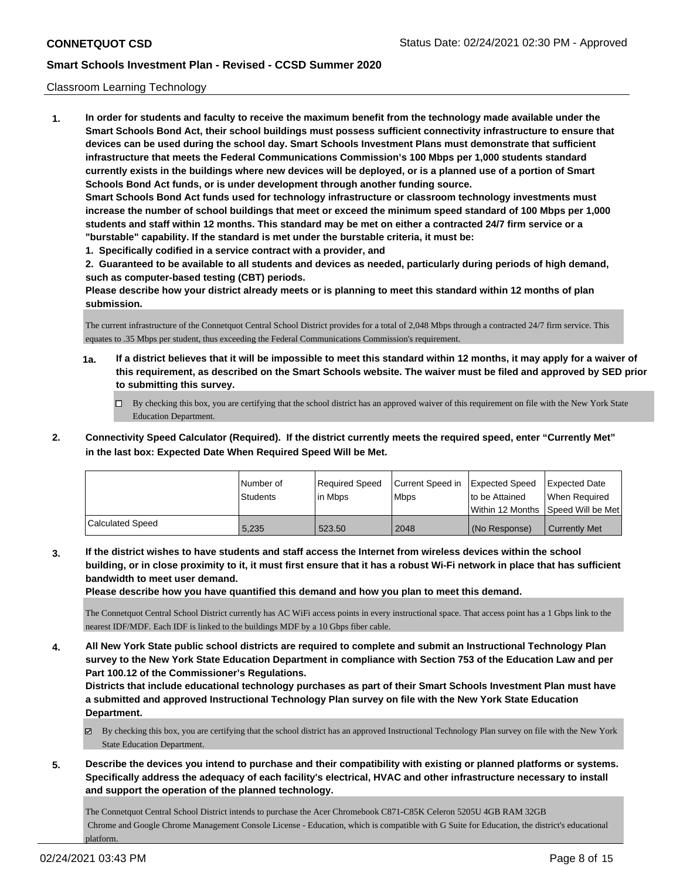Classroom Learning Technology

**1. In order for students and faculty to receive the maximum benefit from the technology made available under the Smart Schools Bond Act, their school buildings must possess sufficient connectivity infrastructure to ensure that devices can be used during the school day. Smart Schools Investment Plans must demonstrate that sufficient infrastructure that meets the Federal Communications Commission's 100 Mbps per 1,000 students standard currently exists in the buildings where new devices will be deployed, or is a planned use of a portion of Smart Schools Bond Act funds, or is under development through another funding source.**

**Smart Schools Bond Act funds used for technology infrastructure or classroom technology investments must increase the number of school buildings that meet or exceed the minimum speed standard of 100 Mbps per 1,000 students and staff within 12 months. This standard may be met on either a contracted 24/7 firm service or a "burstable" capability. If the standard is met under the burstable criteria, it must be:**

**1. Specifically codified in a service contract with a provider, and**

**2. Guaranteed to be available to all students and devices as needed, particularly during periods of high demand, such as computer-based testing (CBT) periods.**

**Please describe how your district already meets or is planning to meet this standard within 12 months of plan submission.**

The current infrastructure of the Connetquot Central School District provides for a total of 2,048 Mbps through a contracted 24/7 firm service. This equates to .35 Mbps per student, thus exceeding the Federal Communications Commission's requirement.

**1a. If a district believes that it will be impossible to meet this standard within 12 months, it may apply for a waiver of this requirement, as described on the Smart Schools website. The waiver must be filed and approved by SED prior to submitting this survey.**

☐ By checking this box, you are certifying that the school district has an approved waiver of this requirement on file with the New York State Education Department.

**2. Connectivity Speed Calculator (Required). If the district currently meets the required speed, enter "Currently Met" in the last box: Expected Date When Required Speed Will be Met.**

| | Number of Students | Required Speed in Mbps | Current Speed in Mbps | Expected Speed to be Attained Within 12 Months | Expected Date When Required Speed Will be Met |
|---|---|---|---|---|---|
| Calculated Speed | 5,235 | 523.50 | 2048 | (No Response) | Currently Met |

**3. If the district wishes to have students and staff access the Internet from wireless devices within the school building, or in close proximity to it, it must first ensure that it has a robust Wi-Fi network in place that has sufficient bandwidth to meet user demand.**

**Please describe how you have quantified this demand and how you plan to meet this demand.**

The Connetquot Central School District currently has AC WiFi access points in every instructional space. That access point has a 1 Gbps link to the nearest IDF/MDF. Each IDF is linked to the buildings MDF by a 10 Gbps fiber cable.

**4. All New York State public school districts are required to complete and submit an Instructional Technology Plan survey to the New York State Education Department in compliance with Section 753 of the Education Law and per Part 100.12 of the Commissioner's Regulations.**

**Districts that include educational technology purchases as part of their Smart Schools Investment Plan must have a submitted and approved Instructional Technology Plan survey on file with the New York State Education Department.**

☑ By checking this box, you are certifying that the school district has an approved Instructional Technology Plan survey on file with the New York State Education Department.

**5. Describe the devices you intend to purchase and their compatibility with existing or planned platforms or systems. Specifically address the adequacy of each facility's electrical, HVAC and other infrastructure necessary to install and support the operation of the planned technology.**

The Connetquot Central School District intends to purchase the Acer Chromebook C871-C85K Celeron 5205U 4GB RAM 32GB Chrome and Google Chrome Management Console License - Education, which is compatible with G Suite for Education, the district's educational platform.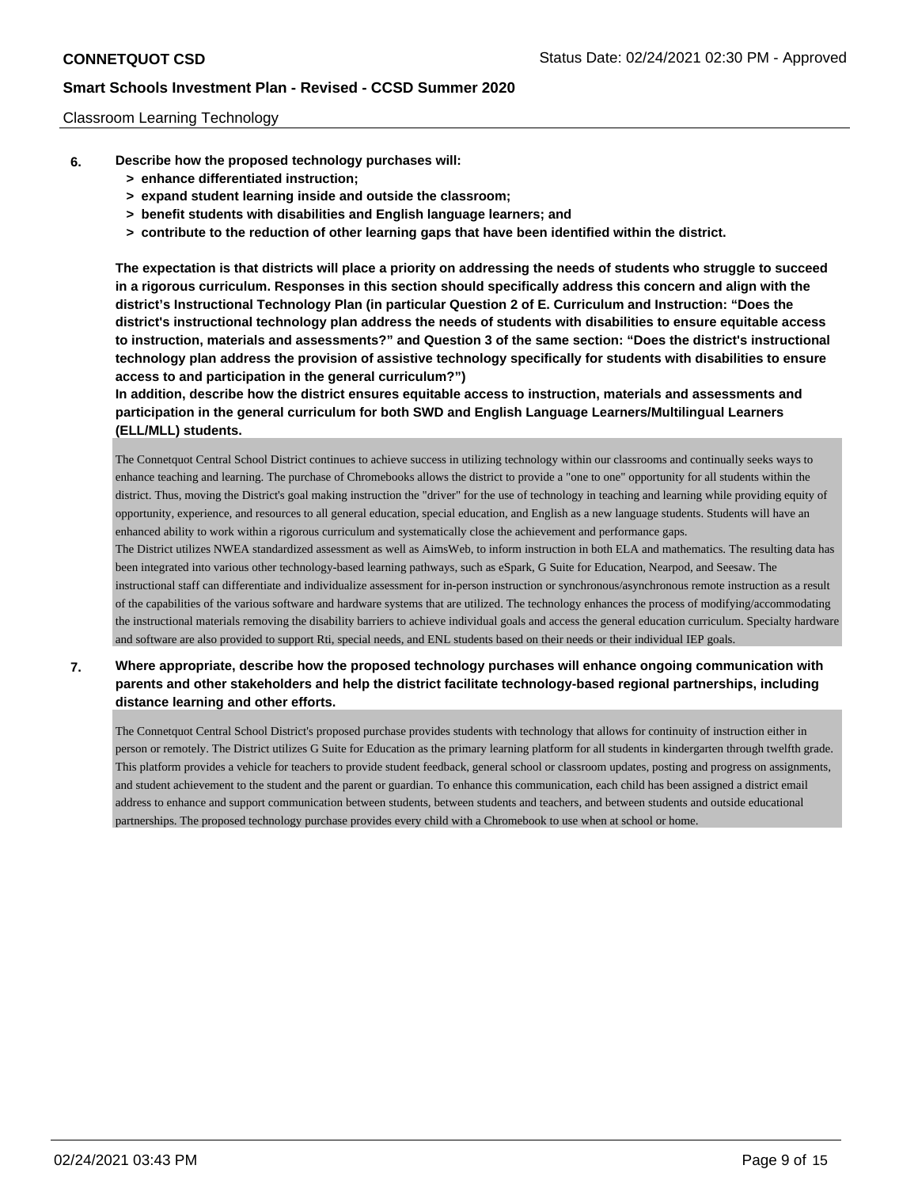Classroom Learning Technology

6. **Describe how the proposed technology purchases will:**
   - **> enhance differentiated instruction;**
   - **> expand student learning inside and outside the classroom;**
   - **> benefit students with disabilities and English language learners; and**
   - **> contribute to the reduction of other learning gaps that have been identified within the district.**

   **The expectation is that districts will place a priority on addressing the needs of students who struggle to succeed in a rigorous curriculum. Responses in this section should specifically address this concern and align with the district's Instructional Technology Plan (in particular Question 2 of E. Curriculum and Instruction: "Does the district's instructional technology plan address the needs of students with disabilities to ensure equitable access to instruction, materials and assessments?" and Question 3 of the same section: "Does the district's instructional technology plan address the provision of assistive technology specifically for students with disabilities to ensure access to and participation in the general curriculum?")**
   **In addition, describe how the district ensures equitable access to instruction, materials and assessments and participation in the general curriculum for both SWD and English Language Learners/Multilingual Learners (ELL/MLL) students.**

   The Connetquot Central School District continues to achieve success in utilizing technology within our classrooms and continually seeks ways to enhance teaching and learning. The purchase of Chromebooks allows the district to provide a "one to one" opportunity for all students within the district. Thus, moving the District's goal making instruction the "driver" for the use of technology in teaching and learning while providing equity of opportunity, experience, and resources to all general education, special education, and English as a new language students. Students will have an enhanced ability to work within a rigorous curriculum and systematically close the achievement and performance gaps.
   The District utilizes NWEA standardized assessment as well as AimsWeb, to inform instruction in both ELA and mathematics. The resulting data has been integrated into various other technology-based learning pathways, such as eSpark, G Suite for Education, Nearpod, and Seesaw. The instructional staff can differentiate and individualize assessment for in-person instruction or synchronous/asynchronous remote instruction as a result of the capabilities of the various software and hardware systems that are utilized. The technology enhances the process of modifying/accommodating the instructional materials removing the disability barriers to achieve individual goals and access the general education curriculum. Specialty hardware and software are also provided to support Rti, special needs, and ENL students based on their needs or their individual IEP goals.

7. **Where appropriate, describe how the proposed technology purchases will enhance ongoing communication with parents and other stakeholders and help the district facilitate technology-based regional partnerships, including distance learning and other efforts.**

   The Connetquot Central School District's proposed purchase provides students with technology that allows for continuity of instruction either in person or remotely. The District utilizes G Suite for Education as the primary learning platform for all students in kindergarten through twelfth grade. This platform provides a vehicle for teachers to provide student feedback, general school or classroom updates, posting and progress on assignments, and student achievement to the student and the parent or guardian. To enhance this communication, each child has been assigned a district email address to enhance and support communication between students, between students and teachers, and between students and outside educational partnerships. The proposed technology purchase provides every child with a Chromebook to use when at school or home.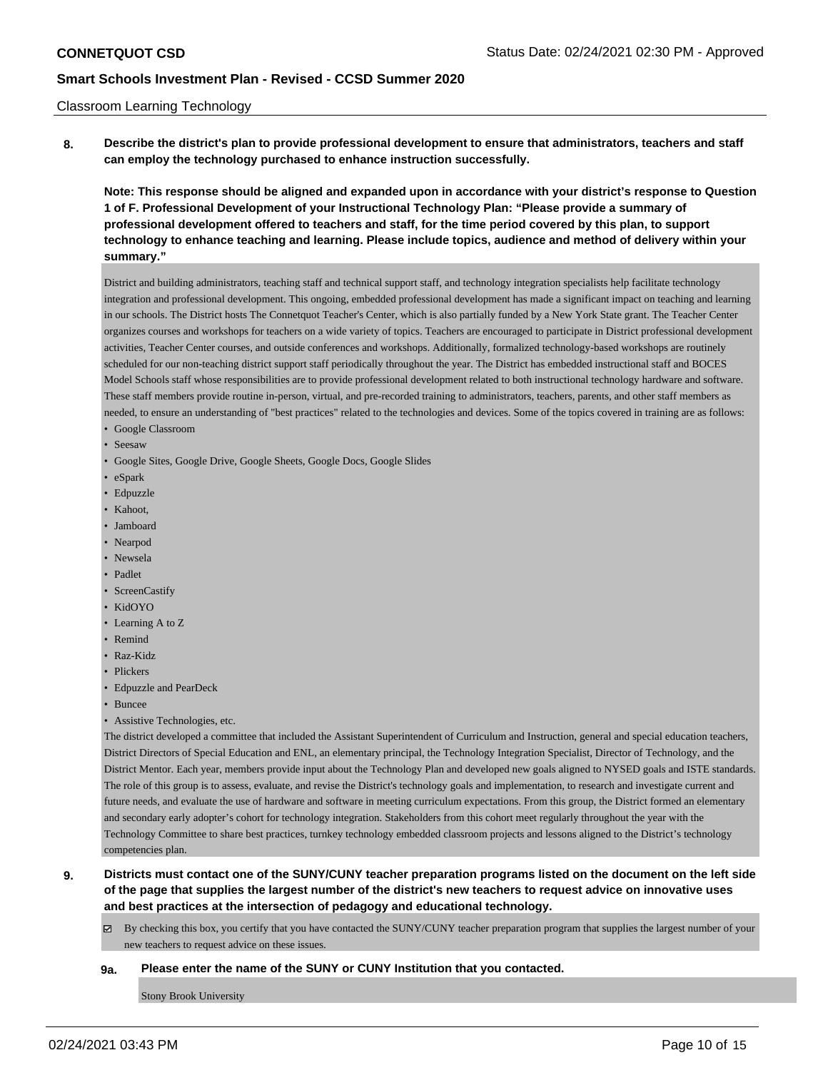Classroom Learning Technology

**8. Describe the district's plan to provide professional development to ensure that administrators, teachers and staff can employ the technology purchased to enhance instruction successfully.**

**Note: This response should be aligned and expanded upon in accordance with your district's response to Question 1 of F. Professional Development of your Instructional Technology Plan: "Please provide a summary of professional development offered to teachers and staff, for the time period covered by this plan, to support technology to enhance teaching and learning. Please include topics, audience and method of delivery within your summary."**

District and building administrators, teaching staff and technical support staff, and technology integration specialists help facilitate technology integration and professional development. This ongoing, embedded professional development has made a significant impact on teaching and learning in our schools. The District hosts The Connetquot Teacher's Center, which is also partially funded by a New York State grant. The Teacher Center organizes courses and workshops for teachers on a wide variety of topics. Teachers are encouraged to participate in District professional development activities, Teacher Center courses, and outside conferences and workshops. Additionally, formalized technology-based workshops are routinely scheduled for our non-teaching district support staff periodically throughout the year. The District has embedded instructional staff and BOCES Model Schools staff whose responsibilities are to provide professional development related to both instructional technology hardware and software. These staff members provide routine in-person, virtual, and pre-recorded training to administrators, teachers, parents, and other staff members as needed, to ensure an understanding of "best practices" related to the technologies and devices. Some of the topics covered in training are as follows:

- Google Classroom
- Seesaw
- Google Sites, Google Drive, Google Sheets, Google Docs, Google Slides
- eSpark
- Edpuzzle
- Kahoot,
- Jamboard
- Nearpod
- Newsela
- Padlet
- ScreenCastify
- KidOYO
- Learning A to Z
- Remind
- Raz-Kidz
- Plickers
- Edpuzzle and PearDeck
- Buncee
- Assistive Technologies, etc.

The district developed a committee that included the Assistant Superintendent of Curriculum and Instruction, general and special education teachers, District Directors of Special Education and ENL, an elementary principal, the Technology Integration Specialist, Director of Technology, and the District Mentor. Each year, members provide input about the Technology Plan and developed new goals aligned to NYSED goals and ISTE standards. The role of this group is to assess, evaluate, and revise the District's technology goals and implementation, to research and investigate current and future needs, and evaluate the use of hardware and software in meeting curriculum expectations. From this group, the District formed an elementary and secondary early adopter's cohort for technology integration. Stakeholders from this cohort meet regularly throughout the year with the Technology Committee to share best practices, turnkey technology embedded classroom projects and lessons aligned to the District's technology competencies plan.

**9. Districts must contact one of the SUNY/CUNY teacher preparation programs listed on the document on the left side of the page that supplies the largest number of the district's new teachers to request advice on innovative uses and best practices at the intersection of pedagogy and educational technology.**

☑ By checking this box, you certify that you have contacted the SUNY/CUNY teacher preparation program that supplies the largest number of your new teachers to request advice on these issues.

**9a. Please enter the name of the SUNY or CUNY Institution that you contacted.**

Stony Brook University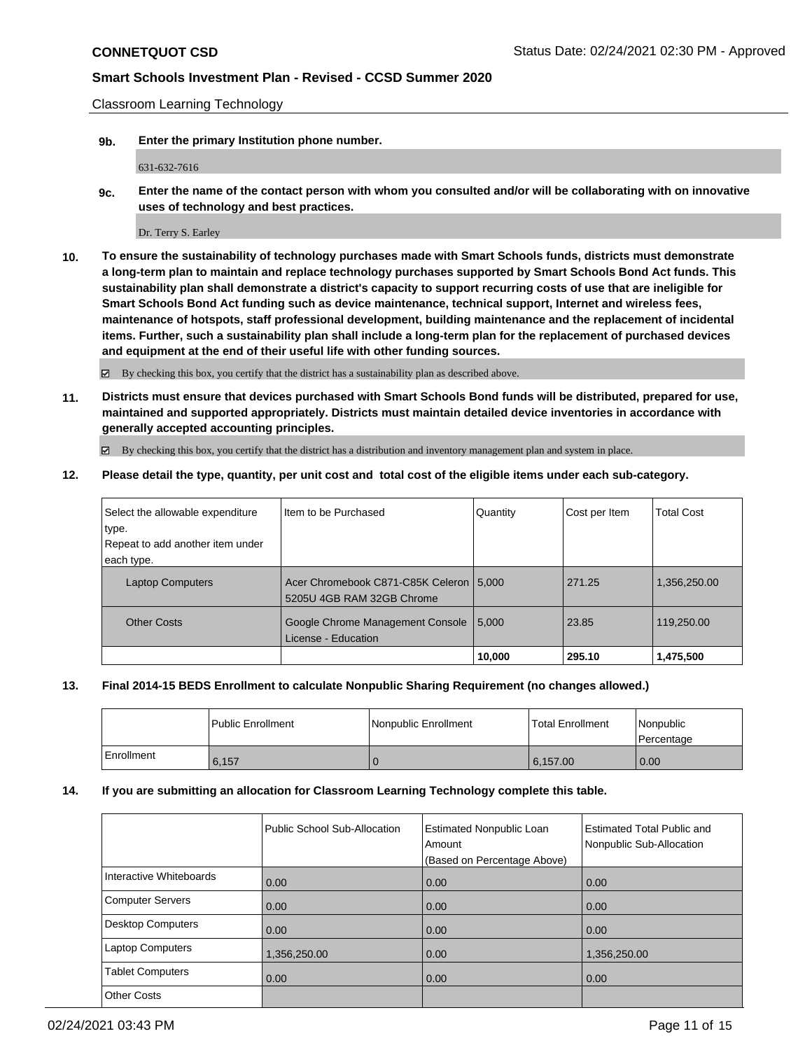**CONNETQUOT CSD** Status Date: 02/24/2021 02:30 PM - Approved

**Smart Schools Investment Plan - Revised - CCSD Summer 2020**

Classroom Learning Technology

**9b. Enter the primary Institution phone number.**

631-632-7616

**9c. Enter the name of the contact person with whom you consulted and/or will be collaborating with on innovative uses of technology and best practices.**

Dr. Terry S. Earley

**10. To ensure the sustainability of technology purchases made with Smart Schools funds, districts must demonstrate a long-term plan to maintain and replace technology purchases supported by Smart Schools Bond Act funds. This sustainability plan shall demonstrate a district's capacity to support recurring costs of use that are ineligible for Smart Schools Bond Act funding such as device maintenance, technical support, Internet and wireless fees, maintenance of hotspots, staff professional development, building maintenance and the replacement of incidental items. Further, such a sustainability plan shall include a long-term plan for the replacement of purchased devices and equipment at the end of their useful life with other funding sources.**

☑ By checking this box, you certify that the district has a sustainability plan as described above.

**11. Districts must ensure that devices purchased with Smart Schools Bond funds will be distributed, prepared for use, maintained and supported appropriately. Districts must maintain detailed device inventories in accordance with generally accepted accounting principles.**

☑ By checking this box, you certify that the district has a distribution and inventory management plan and system in place.

**12. Please detail the type, quantity, per unit cost and total cost of the eligible items under each sub-category.**

| Select the allowable expenditure type. Repeat to add another item under each type. | Item to be Purchased | Quantity | Cost per Item | Total Cost |
|---|---|---|---|---|
| Laptop Computers | Acer Chromebook C871-C85K Celeron 5205U 4GB RAM 32GB Chrome | 5,000 | 271.25 | 1,356,250.00 |
| Other Costs | Google Chrome Management Console License - Education | 5,000 | 23.85 | 119,250.00 |
| | | **10,000** | **295.10** | **1,475,500** |

**13. Final 2014-15 BEDS Enrollment to calculate Nonpublic Sharing Requirement (no changes allowed.)**

| | Public Enrollment | Nonpublic Enrollment | Total Enrollment | Nonpublic Percentage |
|---|---|---|---|---|
| Enrollment | 6,157 | 0 | 6,157.00 | 0.00 |

**14. If you are submitting an allocation for Classroom Learning Technology complete this table.**

| | Public School Sub-Allocation | Estimated Nonpublic Loan Amount (Based on Percentage Above) | Estimated Total Public and Nonpublic Sub-Allocation |
|---|---|---|---|
| Interactive Whiteboards | 0.00 | 0.00 | 0.00 |
| Computer Servers | 0.00 | 0.00 | 0.00 |
| Desktop Computers | 0.00 | 0.00 | 0.00 |
| Laptop Computers | 1,356,250.00 | 0.00 | 1,356,250.00 |
| Tablet Computers | 0.00 | 0.00 | 0.00 |
| Other Costs | | | |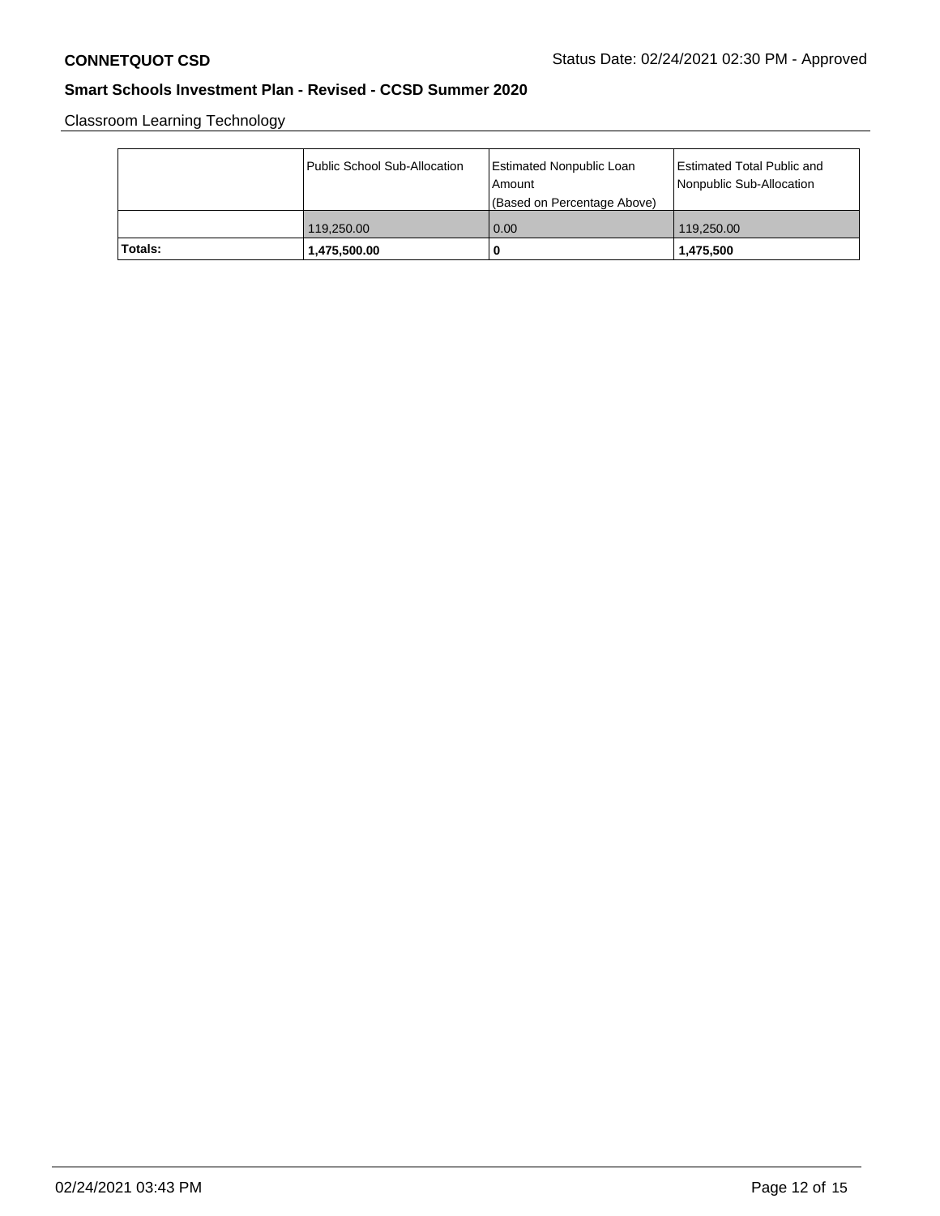**Smart Schools Investment Plan - Revised - CCSD Summer 2020**

Classroom Learning Technology

| | Public School Sub-Allocation | Estimated Nonpublic Loan Amount (Based on Percentage Above) | Estimated Total Public and Nonpublic Sub-Allocation |
|---|---|---|---|
| | 119,250.00 | 0.00 | 119,250.00 |
| **Totals:** | **1,475,500.00** | **0** | **1,475,500** |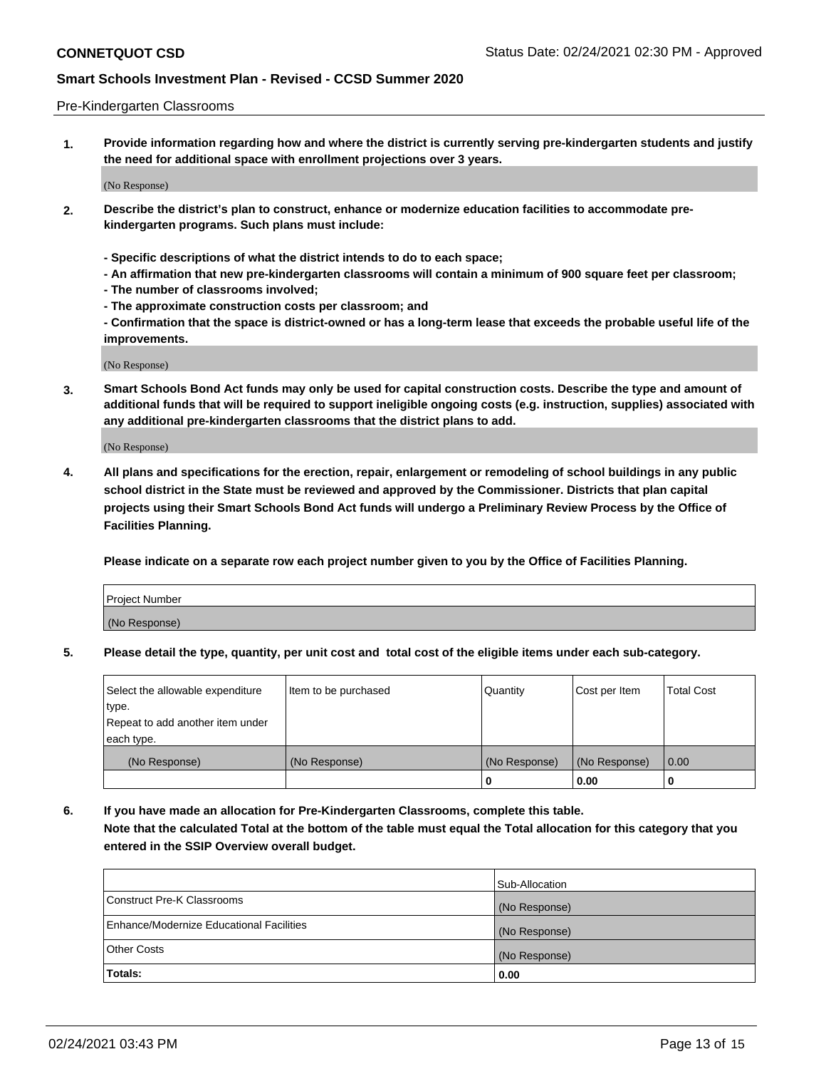Pre-Kindergarten Classrooms

**1. Provide information regarding how and where the district is currently serving pre-kindergarten students and justify the need for additional space with enrollment projections over 3 years.**

(No Response)

**2. Describe the district's plan to construct, enhance or modernize education facilities to accommodate pre-kindergarten programs. Such plans must include:**

**- Specific descriptions of what the district intends to do to each space;**
**- An affirmation that new pre-kindergarten classrooms will contain a minimum of 900 square feet per classroom;**
**- The number of classrooms involved;**
**- The approximate construction costs per classroom; and**
**- Confirmation that the space is district-owned or has a long-term lease that exceeds the probable useful life of the improvements.**

(No Response)

**3. Smart Schools Bond Act funds may only be used for capital construction costs. Describe the type and amount of additional funds that will be required to support ineligible ongoing costs (e.g. instruction, supplies) associated with any additional pre-kindergarten classrooms that the district plans to add.**

(No Response)

**4. All plans and specifications for the erection, repair, enlargement or remodeling of school buildings in any public school district in the State must be reviewed and approved by the Commissioner. Districts that plan capital projects using their Smart Schools Bond Act funds will undergo a Preliminary Review Process by the Office of Facilities Planning.**

**Please indicate on a separate row each project number given to you by the Office of Facilities Planning.**

| Project Number |
|---|
| (No Response) |

**5. Please detail the type, quantity, per unit cost and total cost of the eligible items under each sub-category.**

| Select the allowable expenditure type. Repeat to add another item under each type. | Item to be purchased | Quantity | Cost per Item | Total Cost |
|---|---|---|---|---|
| (No Response) | (No Response) | (No Response) | (No Response) | 0.00 |
| | | 0 | 0.00 | 0 |

**6. If you have made an allocation for Pre-Kindergarten Classrooms, complete this table. Note that the calculated Total at the bottom of the table must equal the Total allocation for this category that you entered in the SSIP Overview overall budget.**

| | Sub-Allocation |
|---|---|
| Construct Pre-K Classrooms | (No Response) |
| Enhance/Modernize Educational Facilities | (No Response) |
| Other Costs | (No Response) |
| **Totals:** | **0.00** |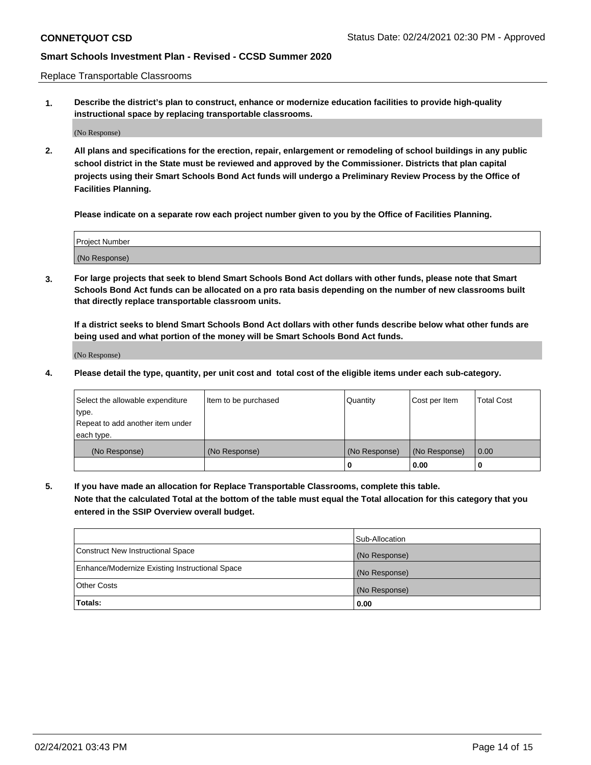Replace Transportable Classrooms

1. **Describe the district's plan to construct, enhance or modernize education facilities to provide high-quality instructional space by replacing transportable classrooms.**

(No Response)

2. **All plans and specifications for the erection, repair, enlargement or remodeling of school buildings in any public school district in the State must be reviewed and approved by the Commissioner. Districts that plan capital projects using their Smart Schools Bond Act funds will undergo a Preliminary Review Process by the Office of Facilities Planning.**

   **Please indicate on a separate row each project number given to you by the Office of Facilities Planning.**

| Project Number |
|---|
| (No Response) |

3. **For large projects that seek to blend Smart Schools Bond Act dollars with other funds, please note that Smart Schools Bond Act funds can be allocated on a pro rata basis depending on the number of new classrooms built that directly replace transportable classroom units.**

   **If a district seeks to blend Smart Schools Bond Act dollars with other funds describe below what other funds are being used and what portion of the money will be Smart Schools Bond Act funds.**

(No Response)

4. **Please detail the type, quantity, per unit cost and total cost of the eligible items under each sub-category.**

| Select the allowable expenditure type. Repeat to add another item under each type. | Item to be purchased | Quantity | Cost per Item | Total Cost |
|---|---|---|---|---|
| (No Response) | (No Response) | (No Response) | (No Response) | 0.00 |
| | | **0** | **0.00** | **0** |

5. **If you have made an allocation for Replace Transportable Classrooms, complete this table. Note that the calculated Total at the bottom of the table must equal the Total allocation for this category that you entered in the SSIP Overview overall budget.**

| | Sub-Allocation |
|---|---|
| Construct New Instructional Space | (No Response) |
| Enhance/Modernize Existing Instructional Space | (No Response) |
| Other Costs | (No Response) |
| **Totals:** | **0.00** |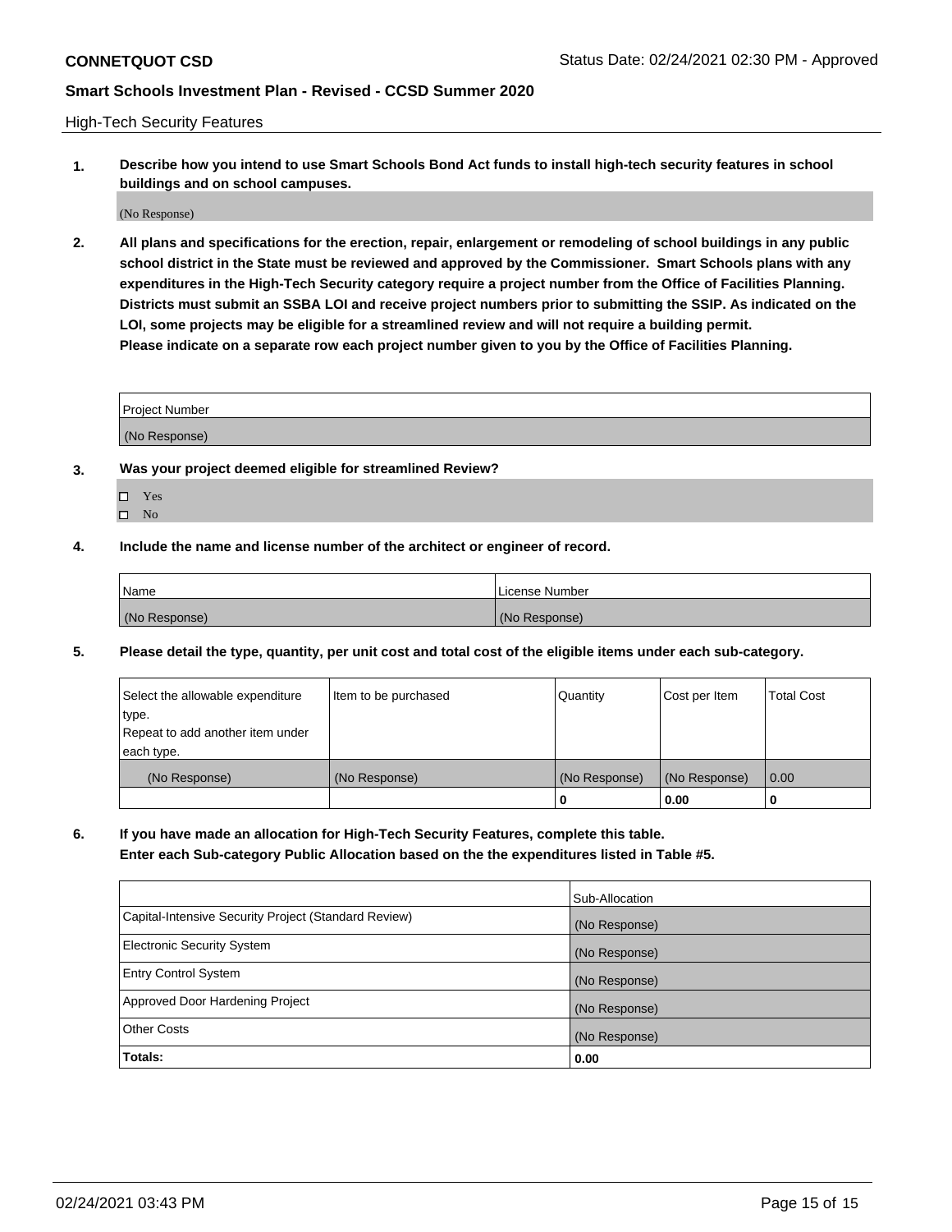High-Tech Security Features

**1. Describe how you intend to use Smart Schools Bond Act funds to install high-tech security features in school buildings and on school campuses.**

(No Response)

**2. All plans and specifications for the erection, repair, enlargement or remodeling of school buildings in any public school district in the State must be reviewed and approved by the Commissioner. Smart Schools plans with any expenditures in the High-Tech Security category require a project number from the Office of Facilities Planning. Districts must submit an SSBA LOI and receive project numbers prior to submitting the SSIP. As indicated on the LOI, some projects may be eligible for a streamlined review and will not require a building permit. Please indicate on a separate row each project number given to you by the Office of Facilities Planning.**

| Project Number |
|---|
| (No Response) |

**3. Was your project deemed eligible for streamlined Review?**

- ☐ Yes
- ☐ No

**4. Include the name and license number of the architect or engineer of record.**

| Name | License Number |
|---|---|
| (No Response) | (No Response) |

**5. Please detail the type, quantity, per unit cost and total cost of the eligible items under each sub-category.**

| Select the allowable expenditure type. Repeat to add another item under each type. | Item to be purchased | Quantity | Cost per Item | Total Cost |
|---|---|---|---|---|
| (No Response) | (No Response) | (No Response) | (No Response) | 0.00 |
| | | 0 | 0.00 | 0 |

**6. If you have made an allocation for High-Tech Security Features, complete this table. Enter each Sub-category Public Allocation based on the the expenditures listed in Table #5.**

| | Sub-Allocation |
|---|---|
| Capital-Intensive Security Project (Standard Review) | (No Response) |
| Electronic Security System | (No Response) |
| Entry Control System | (No Response) |
| Approved Door Hardening Project | (No Response) |
| Other Costs | (No Response) |
| **Totals:** | **0.00** |